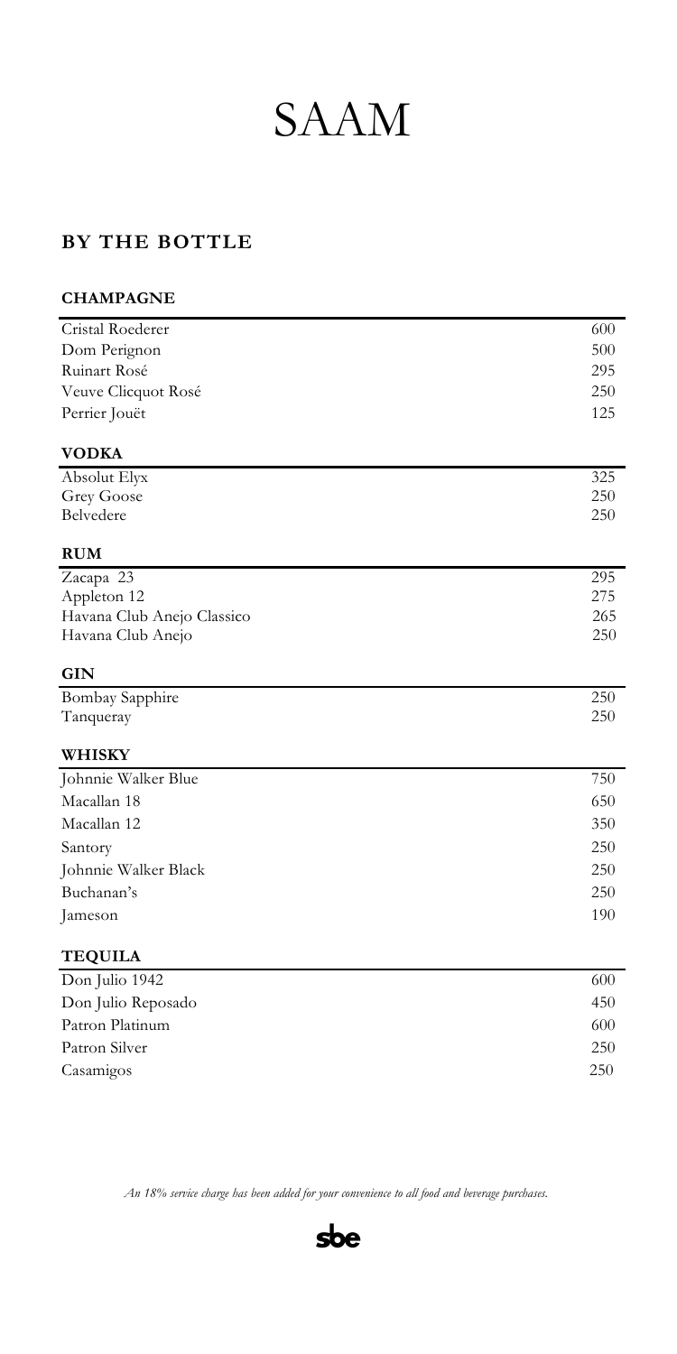# SAAM

## BY THE BOTTLE

### CHAMPAGNE

| | |
|---|---|
| Cristal Roederer | 600 |
| Dom Perignon | 500 |
| Ruinart Rosé | 295 |
| Veuve Clicquot Rosé | 250 |
| Perrier Jouët | 125 |

### VODKA

| | |
|---|---|
| Absolut Elyx | 325 |
| Grey Goose | 250 |
| Belvedere | 250 |

### RUM

| | |
|---|---|
| Zacapa 23 | 295 |
| Appleton 12 | 275 |
| Havana Club Anejo Classico | 265 |
| Havana Club Anejo | 250 |

### GIN

| | |
|---|---|
| Bombay Sapphire | 250 |
| Tanqueray | 250 |

### WHISKY

| | |
|---|---|
| Johnnie Walker Blue | 750 |
| Macallan 18 | 650 |
| Macallan 12 | 350 |
| Santory | 250 |
| Johnnie Walker Black | 250 |
| Buchanan's | 250 |
| Jameson | 190 |

### TEQUILA

| | |
|---|---|
| Don Julio 1942 | 600 |
| Don Julio Reposado | 450 |
| Patron Platinum | 600 |
| Patron Silver | 250 |
| Casamigos | 250 |

*An 18% service charge has been added for your convenience to all food and beverage purchases.*

sbe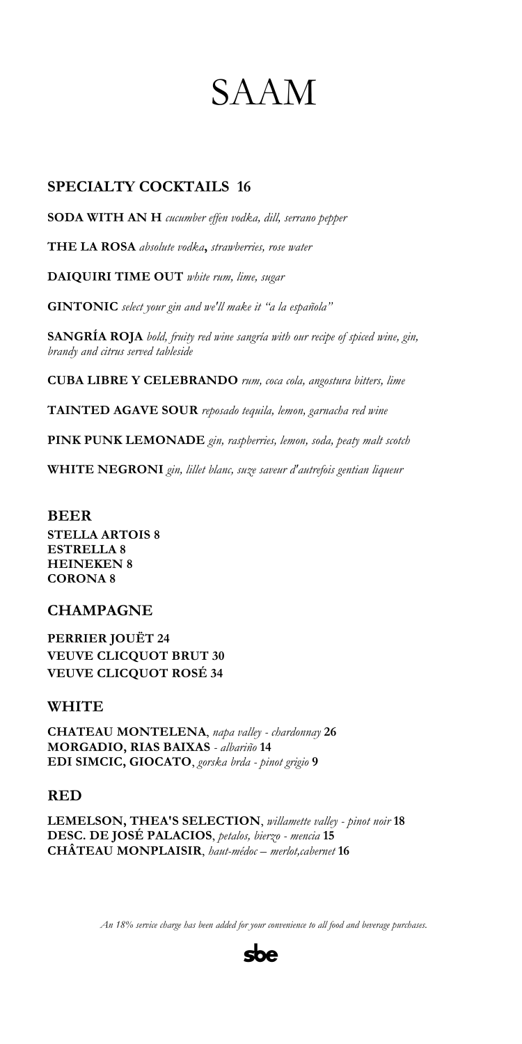# SAAM

## SPECIALTY COCKTAILS 16

**SODA WITH AN H** *cucumber effen vodka, dill, serrano pepper*

**THE LA ROSA** *absolute vodka***,** *strawberries, rose water*

**DAIQUIRI TIME OUT** *white rum, lime, sugar*

**GINTONIC** *select your gin and we'll make it "a la española"*

**SANGRÍA ROJA** *bold, fruity red wine sangría with our recipe of spiced wine, gin, brandy and citrus served tableside*

**CUBA LIBRE Y CELEBRANDO** *rum, coca cola, angostura bitters, lime*

**TAINTED AGAVE SOUR** *reposado tequila, lemon, garnacha red wine*

**PINK PUNK LEMONADE** *gin, raspberries, lemon, soda, peaty malt scotch*

**WHITE NEGRONI** *gin, lillet blanc, suze saveur d'autrefois gentian liqueur*

## BEER

**STELLA ARTOIS 8**
**ESTRELLA 8**
**HEINEKEN 8**
**CORONA 8**

## CHAMPAGNE

**PERRIER JOUËT 24**
**VEUVE CLICQUOT BRUT 30**
**VEUVE CLICQUOT ROSÉ 34**

## WHITE

**CHATEAU MONTELENA**, *napa valley - chardonnay* **26**
**MORGADIO, RIAS BAIXAS** *- albariño* **14**
**EDI SIMCIC, GIOCATO**, *gorska brda - pinot grigio* **9**

## RED

**LEMELSON, THEA'S SELECTION**, *willamette valley - pinot noir* **18**
**DESC. DE JOSÉ PALACIOS**, *petalos, bierzo - mencia* **15**
**CHÂTEAU MONPLAISIR**, *haut-médoc – merlot,cabernet* **16**

*An 18% service charge has been added for your convenience to all food and beverage purchases.*

sbe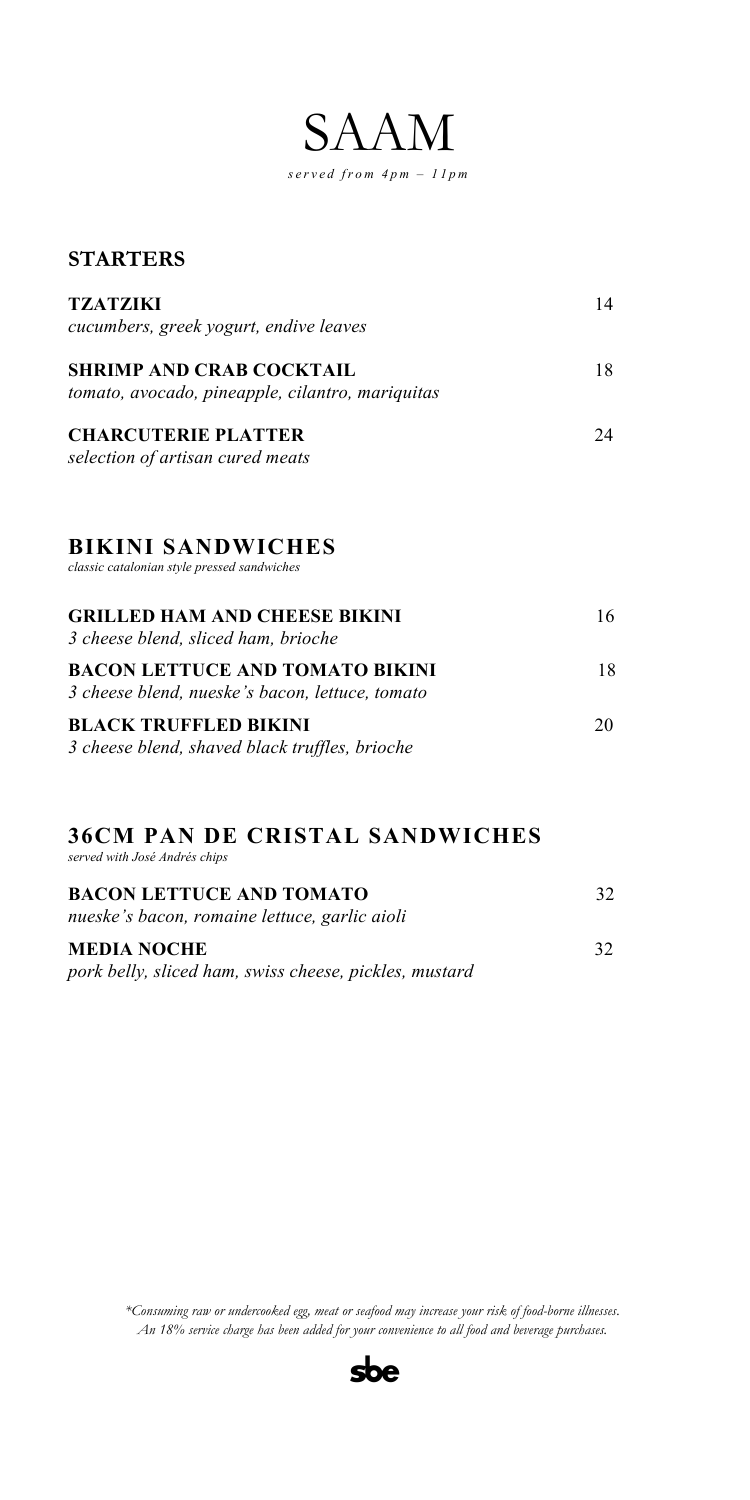# SAAM

*served from 4pm – 11pm*

## STARTERS

**TZATZIKI** 14
*cucumbers, greek yogurt, endive leaves*

**SHRIMP AND CRAB COCKTAIL** 18
*tomato, avocado, pineapple, cilantro, mariquitas*

**CHARCUTERIE PLATTER** 24
*selection of artisan cured meats*

## BIKINI SANDWICHES

*classic catalonian style pressed sandwiches*

**GRILLED HAM AND CHEESE BIKINI** 16
*3 cheese blend, sliced ham, brioche*

**BACON LETTUCE AND TOMATO BIKINI** 18
*3 cheese blend, nueske's bacon, lettuce, tomato*

**BLACK TRUFFLED BIKINI** 20
*3 cheese blend, shaved black truffles, brioche*

## 36CM PAN DE CRISTAL SANDWICHES

*served with José Andrés chips*

**BACON LETTUCE AND TOMATO** 32
*nueske's bacon, romaine lettuce, garlic aioli*

**MEDIA NOCHE** 32
*pork belly, sliced ham, swiss cheese, pickles, mustard*

*\*Consuming raw or undercooked egg, meat or seafood may increase your risk of food-borne illnesses.*
*An 18% service charge has been added for your convenience to all food and beverage purchases.*

sbe